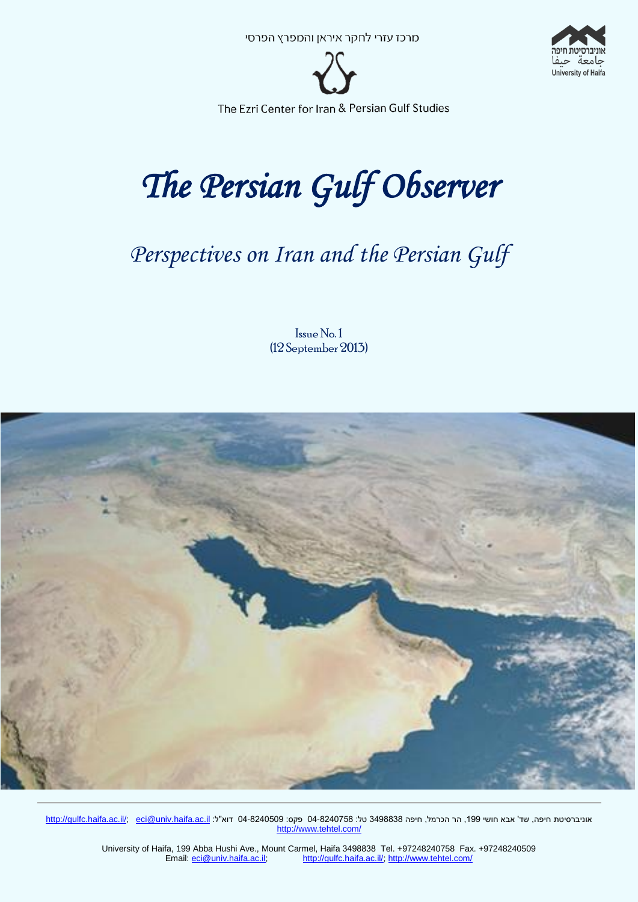מרכז עזרי לחקר איראן והמפרץ הפרסי

אוניברסיטת חיפה
جامعة حيفا
University of Haifa

The Ezri Center for Iran & Persian Gulf Studies

# The Persian Gulf Observer

## Perspectives on Iran and the Persian Gulf

Issue No. 1
(12 September 2013)

אוניברסיטת חיפה, שד' אבא חושי 199, הר הכרמל, חיפה 3498838 טל: 04-8240758 פקס: 04-8240509 דוא"ל: eci@univ.haifa.ac.il; http://gulfc.haifa.ac.il/
http://www.tehtel.com/

University of Haifa, 199 Abba Hushi Ave., Mount Carmel, Haifa 3498838 Tel. +97248240758 Fax. +97248240509
Email: eci@univ.haifa.ac.il; http://gulfc.haifa.ac.il/; http://www.tehtel.com/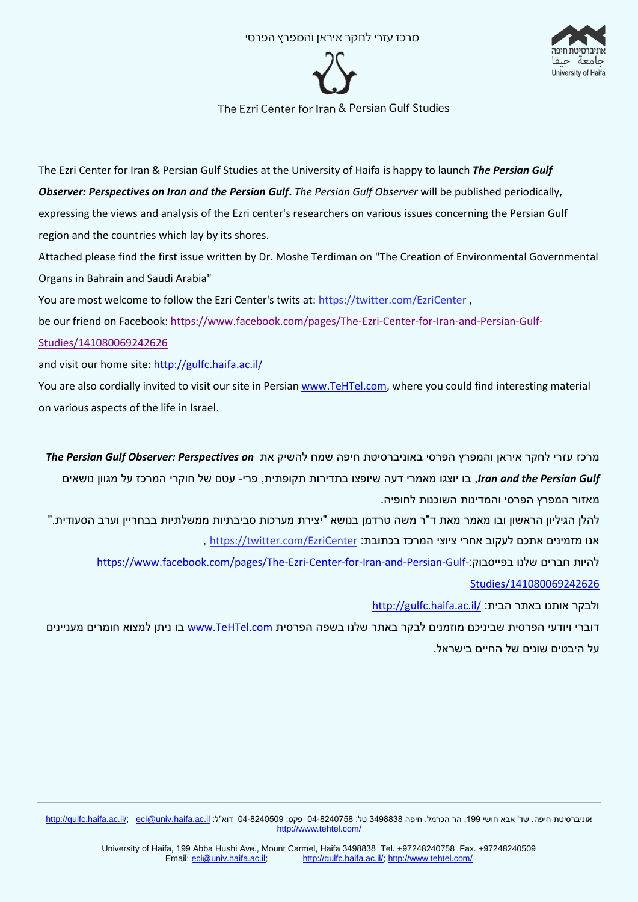מרכז עזרי לחקר איראן והמפרץ הפרסי

The Ezri Center for Iran & Persian Gulf Studies

The Ezri Center for Iran & Persian Gulf Studies at the University of Haifa is happy to launch ***The Persian Gulf Observer: Perspectives on Iran and the Persian Gulf***. *The Persian Gulf Observer* will be published periodically, expressing the views and analysis of the Ezri center's researchers on various issues concerning the Persian Gulf region and the countries which lay by its shores.

Attached please find the first issue written by Dr. Moshe Terdiman on "The Creation of Environmental Governmental Organs in Bahrain and Saudi Arabia"

You are most welcome to follow the Ezri Center's twits at: https://twitter.com/EzriCenter ,

be our friend on Facebook: https://www.facebook.com/pages/The-Ezri-Center-for-Iran-and-Persian-Gulf-Studies/141080069242626

and visit our home site: http://gulfc.haifa.ac.il/

You are also cordially invited to visit our site in Persian www.TeHTel.com, where you could find interesting material on various aspects of the life in Israel.

מרכז עזרי לחקר איראן והמפרץ הפרסי באוניברסיטת חיפה שמח להשיק את ***The Persian Gulf Observer: Perspectives on Iran and the Persian Gulf***, בו יוצגו מאמרי דעה שיופצו בתדירות תקופתית, פרי- עטם של חוקרי המרכז על מגוון נושאים מאזור המפרץ הפרסי והמדינות השוכנות לחופיה.

להלן הגיליון הראשון ובו מאמר מאת ד"ר משה טרדמן בנושא "יצירת מערכות סביבתיות ממשלתיות בבחריין וערב הסעודית."

אנו מזמינים אתכם לעקוב אחרי ציוצי המרכז בכתובת: https://twitter.com/EzriCenter ,

להיות חברים שלנו בפייסבוק: https://www.facebook.com/pages/The-Ezri-Center-for-Iran-and-Persian-Gulf-Studies/141080069242626

ולבקר אותנו באתר הבית: http://gulfc.haifa.ac.il/

דוברי ויודעי הפרסית שביניכם מוזמנים לבקר באתר שלנו בשפה הפרסית www.TeHTel.com בו ניתן למצוא חומרים מעניינים על היבטים שונים של החיים בישראל.

---

אוניברסיטת חיפה, שד' אבא חושי 199, הר הכרמל, חיפה 3498838 טל: 04-8240758 פקס: 04-8240509 דוא"ל: eci@univ.haifa.ac.il; http://gulfc.haifa.ac.il/; http://www.tehtel.com/

University of Haifa, 199 Abba Hushi Ave., Mount Carmel, Haifa 3498838 Tel. +97248240758 Fax. +97248240509
Email: eci@univ.haifa.ac.il; http://gulfc.haifa.ac.il/; http://www.tehtel.com/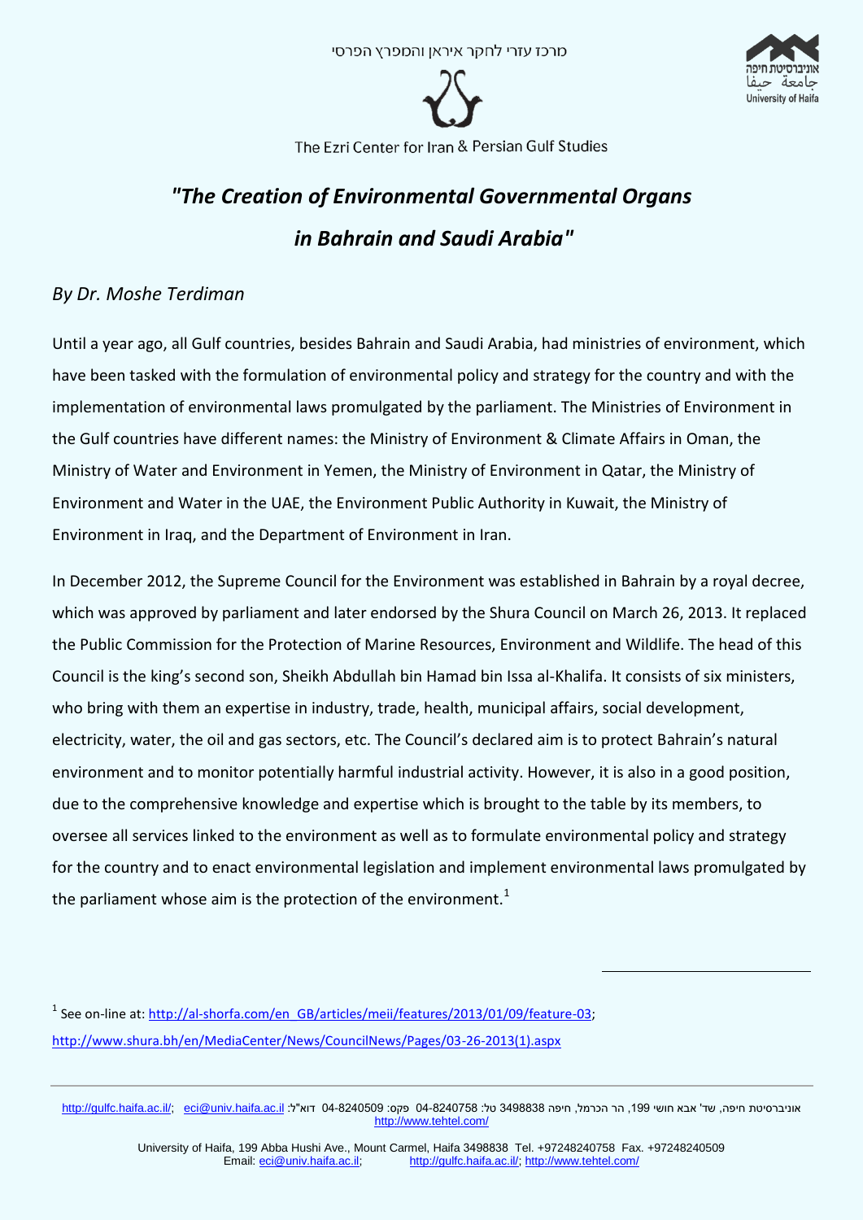# *"The Creation of Environmental Governmental Organs in Bahrain and Saudi Arabia"*

*By Dr. Moshe Terdiman*

Until a year ago, all Gulf countries, besides Bahrain and Saudi Arabia, had ministries of environment, which have been tasked with the formulation of environmental policy and strategy for the country and with the implementation of environmental laws promulgated by the parliament. The Ministries of Environment in the Gulf countries have different names: the Ministry of Environment & Climate Affairs in Oman, the Ministry of Water and Environment in Yemen, the Ministry of Environment in Qatar, the Ministry of Environment and Water in the UAE, the Environment Public Authority in Kuwait, the Ministry of Environment in Iraq, and the Department of Environment in Iran.

In December 2012, the Supreme Council for the Environment was established in Bahrain by a royal decree, which was approved by parliament and later endorsed by the Shura Council on March 26, 2013. It replaced the Public Commission for the Protection of Marine Resources, Environment and Wildlife. The head of this Council is the king's second son, Sheikh Abdullah bin Hamad bin Issa al-Khalifa. It consists of six ministers, who bring with them an expertise in industry, trade, health, municipal affairs, social development, electricity, water, the oil and gas sectors, etc. The Council's declared aim is to protect Bahrain's natural environment and to monitor potentially harmful industrial activity. However, it is also in a good position, due to the comprehensive knowledge and expertise which is brought to the table by its members, to oversee all services linked to the environment as well as to formulate environmental policy and strategy for the country and to enact environmental legislation and implement environmental laws promulgated by the parliament whose aim is the protection of the environment.[1]

---

[1] See on-line at: http://al-shorfa.com/en_GB/articles/meii/features/2013/01/09/feature-03; http://www.shura.bh/en/MediaCenter/News/CouncilNews/Pages/03-26-2013(1).aspx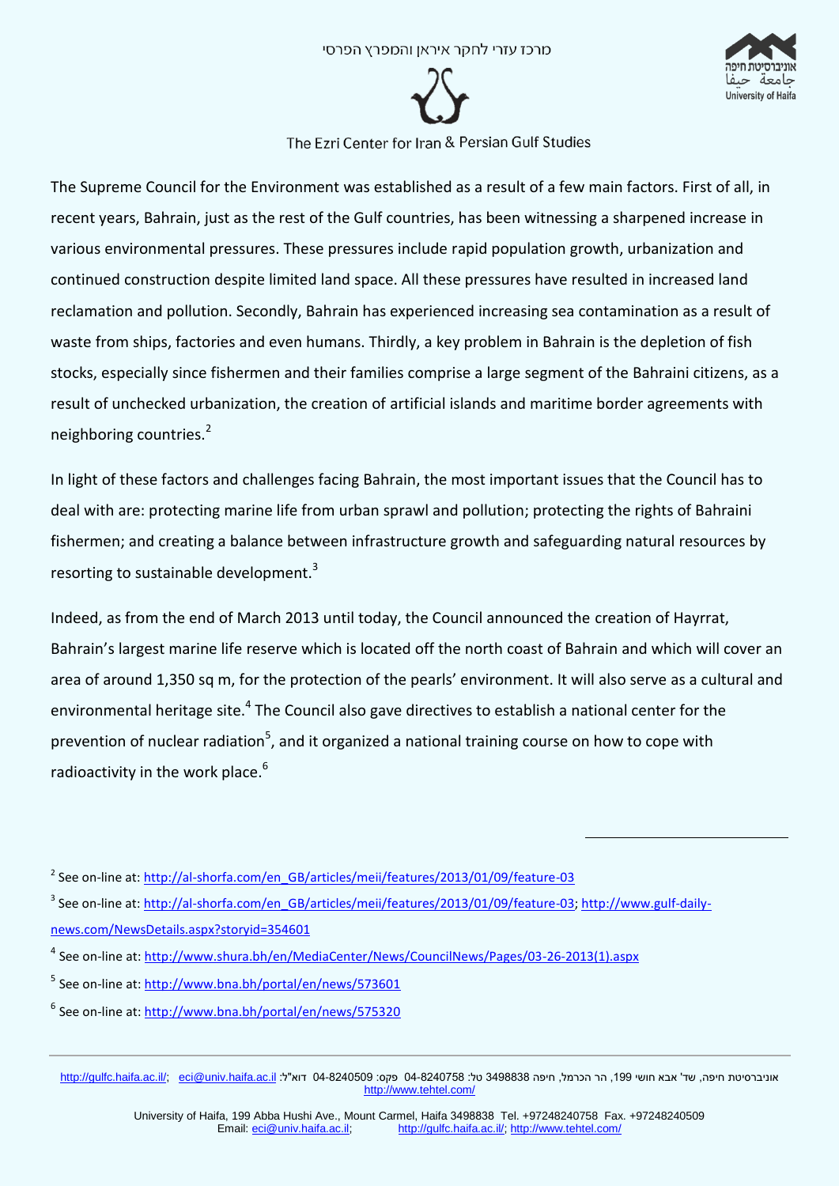The Supreme Council for the Environment was established as a result of a few main factors. First of all, in recent years, Bahrain, just as the rest of the Gulf countries, has been witnessing a sharpened increase in various environmental pressures. These pressures include rapid population growth, urbanization and continued construction despite limited land space. All these pressures have resulted in increased land reclamation and pollution. Secondly, Bahrain has experienced increasing sea contamination as a result of waste from ships, factories and even humans. Thirdly, a key problem in Bahrain is the depletion of fish stocks, especially since fishermen and their families comprise a large segment of the Bahraini citizens, as a result of unchecked urbanization, the creation of artificial islands and maritime border agreements with neighboring countries.[2]

In light of these factors and challenges facing Bahrain, the most important issues that the Council has to deal with are: protecting marine life from urban sprawl and pollution; protecting the rights of Bahraini fishermen; and creating a balance between infrastructure growth and safeguarding natural resources by resorting to sustainable development.[3]

Indeed, as from the end of March 2013 until today, the Council announced the creation of Hayrrat, Bahrain's largest marine life reserve which is located off the north coast of Bahrain and which will cover an area of around 1,350 sq m, for the protection of the pearls' environment. It will also serve as a cultural and environmental heritage site.[4] The Council also gave directives to establish a national center for the prevention of nuclear radiation[5], and it organized a national training course on how to cope with radioactivity in the work place.[6]

---

[2] See on-line at: http://al-shorfa.com/en_GB/articles/meii/features/2013/01/09/feature-03

[3] See on-line at: http://al-shorfa.com/en_GB/articles/meii/features/2013/01/09/feature-03; http://www.gulf-daily-news.com/NewsDetails.aspx?storyid=354601

[4] See on-line at: http://www.shura.bh/en/MediaCenter/News/CouncilNews/Pages/03-26-2013(1).aspx

[5] See on-line at: http://www.bna.bh/portal/en/news/573601

[6] See on-line at: http://www.bna.bh/portal/en/news/575320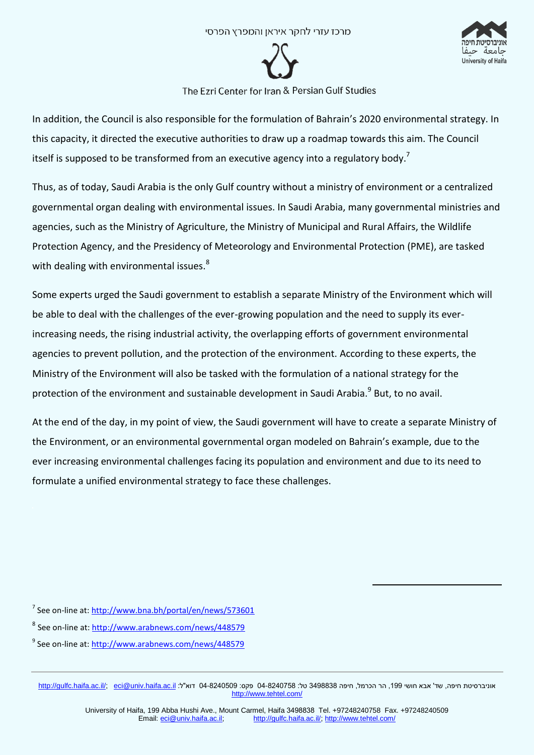In addition, the Council is also responsible for the formulation of Bahrain's 2020 environmental strategy. In this capacity, it directed the executive authorities to draw up a roadmap towards this aim. The Council itself is supposed to be transformed from an executive agency into a regulatory body.[7]

Thus, as of today, Saudi Arabia is the only Gulf country without a ministry of environment or a centralized governmental organ dealing with environmental issues. In Saudi Arabia, many governmental ministries and agencies, such as the Ministry of Agriculture, the Ministry of Municipal and Rural Affairs, the Wildlife Protection Agency, and the Presidency of Meteorology and Environmental Protection (PME), are tasked with dealing with environmental issues.[8]

Some experts urged the Saudi government to establish a separate Ministry of the Environment which will be able to deal with the challenges of the ever-growing population and the need to supply its ever-increasing needs, the rising industrial activity, the overlapping efforts of government environmental agencies to prevent pollution, and the protection of the environment. According to these experts, the Ministry of the Environment will also be tasked with the formulation of a national strategy for the protection of the environment and sustainable development in Saudi Arabia.[9] But, to no avail.

At the end of the day, in my point of view, the Saudi government will have to create a separate Ministry of the Environment, or an environmental governmental organ modeled on Bahrain's example, due to the ever increasing environmental challenges facing its population and environment and due to its need to formulate a unified environmental strategy to face these challenges.

---

[7] See on-line at: http://www.bna.bh/portal/en/news/573601

[8] See on-line at: http://www.arabnews.com/news/448579

[9] See on-line at: http://www.arabnews.com/news/448579